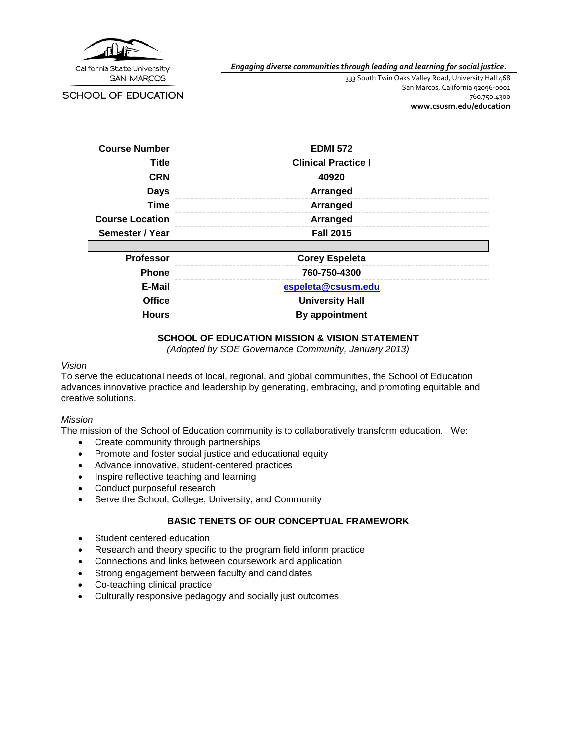California State University SAN MARCOS

SCHOOL OF EDUCATION

***Engaging diverse communities through leading and learning for social justice.***

333 South Twin Oaks Valley Road, University Hall 468
San Marcos, California 92096-0001
760.750.4300
**www.csusm.edu/education**

| **Course Number** | **EDMI 572** |
|---|---|
| **Title** | **Clinical Practice I** |
| **CRN** | **40920** |
| **Days** | **Arranged** |
| **Time** | **Arranged** |
| **Course Location** | **Arranged** |
| **Semester / Year** | **Fall 2015** |
| | |
| **Professor** | **Corey Espeleta** |
| **Phone** | **760-750-4300** |
| **E-Mail** | **espeleta@csusm.edu** |
| **Office** | **University Hall** |
| **Hours** | **By appointment** |

## SCHOOL OF EDUCATION MISSION & VISION STATEMENT

*(Adopted by SOE Governance Community, January 2013)*

*Vision*

To serve the educational needs of local, regional, and global communities, the School of Education advances innovative practice and leadership by generating, embracing, and promoting equitable and creative solutions.

*Mission*

The mission of the School of Education community is to collaboratively transform education. We:

- Create community through partnerships
- Promote and foster social justice and educational equity
- Advance innovative, student-centered practices
- Inspire reflective teaching and learning
- Conduct purposeful research
- Serve the School, College, University, and Community

## BASIC TENETS OF OUR CONCEPTUAL FRAMEWORK

- Student centered education
- Research and theory specific to the program field inform practice
- Connections and links between coursework and application
- Strong engagement between faculty and candidates
- Co-teaching clinical practice
- Culturally responsive pedagogy and socially just outcomes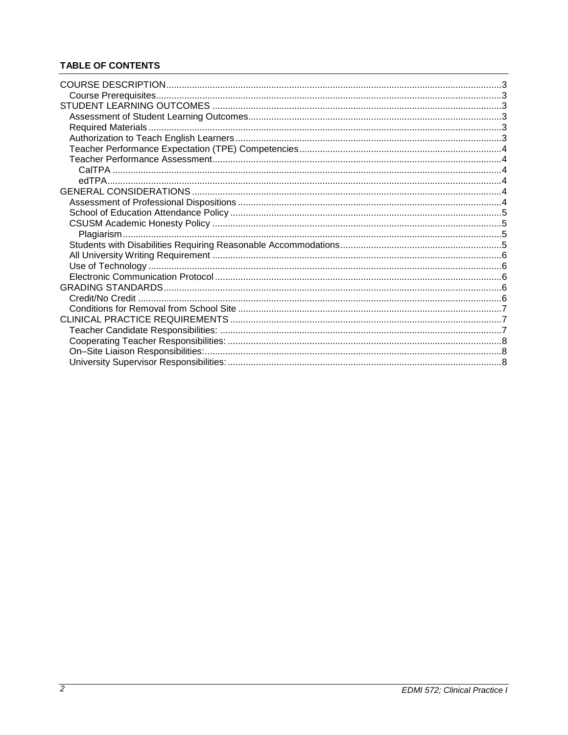**TABLE OF CONTENTS**

COURSE DESCRIPTION ... 3
- Course Prerequisites ... 3

STUDENT LEARNING OUTCOMES ... 3
- Assessment of Student Learning Outcomes ... 3
- Required Materials ... 3
- Authorization to Teach English Learners ... 3
- Teacher Performance Expectation (TPE) Competencies ... 4
- Teacher Performance Assessment ... 4
  - CalTPA ... 4
  - edTPA ... 4

GENERAL CONSIDERATIONS ... 4
- Assessment of Professional Dispositions ... 4
- School of Education Attendance Policy ... 5
- CSUSM Academic Honesty Policy ... 5
  - Plagiarism ... 5
- Students with Disabilities Requiring Reasonable Accommodations ... 5
- All University Writing Requirement ... 6
- Use of Technology ... 6
- Electronic Communication Protocol ... 6

GRADING STANDARDS ... 6
- Credit/No Credit ... 6
- Conditions for Removal from School Site ... 7

CLINICAL PRACTICE REQUIREMENTS ... 7
- Teacher Candidate Responsibilities: ... 7
- Cooperating Teacher Responsibilities: ... 8
- On–Site Liaison Responsibilities: ... 8
- University Supervisor Responsibilities: ... 8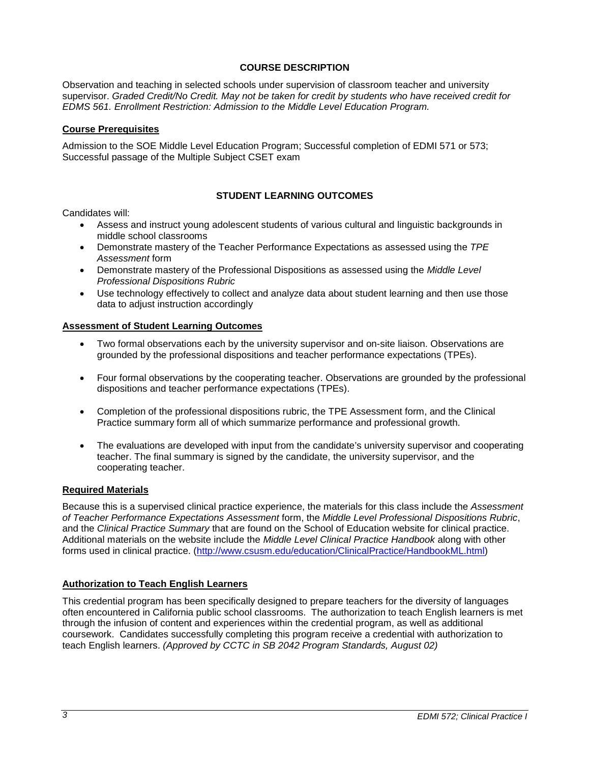## COURSE DESCRIPTION

Observation and teaching in selected schools under supervision of classroom teacher and university supervisor. *Graded Credit/No Credit. May not be taken for credit by students who have received credit for EDMS 561. Enrollment Restriction: Admission to the Middle Level Education Program.*

### Course Prerequisites

Admission to the SOE Middle Level Education Program; Successful completion of EDMI 571 or 573; Successful passage of the Multiple Subject CSET exam

## STUDENT LEARNING OUTCOMES

Candidates will:

- Assess and instruct young adolescent students of various cultural and linguistic backgrounds in middle school classrooms
- Demonstrate mastery of the Teacher Performance Expectations as assessed using the *TPE Assessment* form
- Demonstrate mastery of the Professional Dispositions as assessed using the *Middle Level Professional Dispositions Rubric*
- Use technology effectively to collect and analyze data about student learning and then use those data to adjust instruction accordingly

### Assessment of Student Learning Outcomes

- Two formal observations each by the university supervisor and on-site liaison. Observations are grounded by the professional dispositions and teacher performance expectations (TPEs).
- Four formal observations by the cooperating teacher. Observations are grounded by the professional dispositions and teacher performance expectations (TPEs).
- Completion of the professional dispositions rubric, the TPE Assessment form, and the Clinical Practice summary form all of which summarize performance and professional growth.
- The evaluations are developed with input from the candidate's university supervisor and cooperating teacher. The final summary is signed by the candidate, the university supervisor, and the cooperating teacher.

### Required Materials

Because this is a supervised clinical practice experience, the materials for this class include the *Assessment of Teacher Performance Expectations Assessment* form, the *Middle Level Professional Dispositions Rubric*, and the *Clinical Practice Summary* that are found on the School of Education website for clinical practice. Additional materials on the website include the *Middle Level Clinical Practice Handbook* along with other forms used in clinical practice. (http://www.csusm.edu/education/ClinicalPractice/HandbookML.html)

### Authorization to Teach English Learners

This credential program has been specifically designed to prepare teachers for the diversity of languages often encountered in California public school classrooms. The authorization to teach English learners is met through the infusion of content and experiences within the credential program, as well as additional coursework. Candidates successfully completing this program receive a credential with authorization to teach English learners. *(Approved by CCTC in SB 2042 Program Standards, August 02)*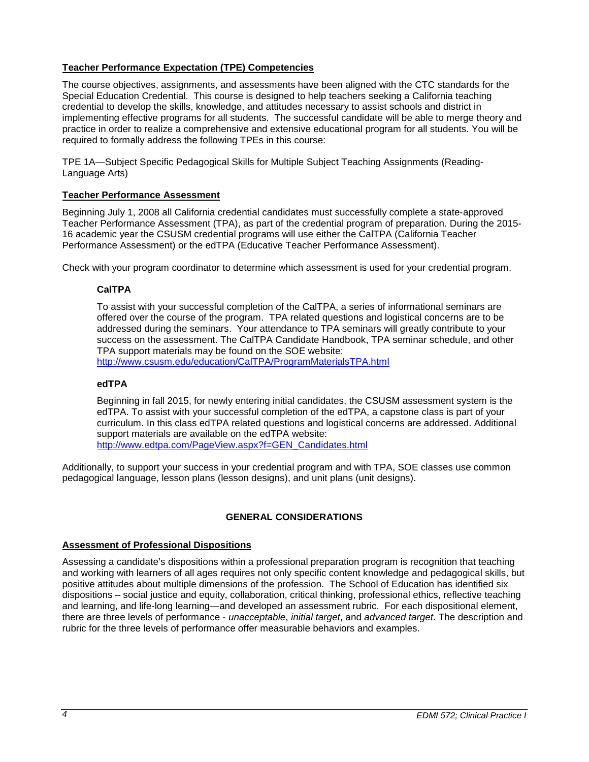## Teacher Performance Expectation (TPE) Competencies

The course objectives, assignments, and assessments have been aligned with the CTC standards for the Special Education Credential. This course is designed to help teachers seeking a California teaching credential to develop the skills, knowledge, and attitudes necessary to assist schools and district in implementing effective programs for all students. The successful candidate will be able to merge theory and practice in order to realize a comprehensive and extensive educational program for all students. You will be required to formally address the following TPEs in this course:

TPE 1A—Subject Specific Pedagogical Skills for Multiple Subject Teaching Assignments (Reading-Language Arts)

## Teacher Performance Assessment

Beginning July 1, 2008 all California credential candidates must successfully complete a state-approved Teacher Performance Assessment (TPA), as part of the credential program of preparation. During the 2015-16 academic year the CSUSM credential programs will use either the CalTPA (California Teacher Performance Assessment) or the edTPA (Educative Teacher Performance Assessment).

Check with your program coordinator to determine which assessment is used for your credential program.

### CalTPA

To assist with your successful completion of the CalTPA, a series of informational seminars are offered over the course of the program. TPA related questions and logistical concerns are to be addressed during the seminars. Your attendance to TPA seminars will greatly contribute to your success on the assessment. The CalTPA Candidate Handbook, TPA seminar schedule, and other TPA support materials may be found on the SOE website:
http://www.csusm.edu/education/CalTPA/ProgramMaterialsTPA.html

### edTPA

Beginning in fall 2015, for newly entering initial candidates, the CSUSM assessment system is the edTPA. To assist with your successful completion of the edTPA, a capstone class is part of your curriculum. In this class edTPA related questions and logistical concerns are addressed. Additional support materials are available on the edTPA website:
http://www.edtpa.com/PageView.aspx?f=GEN_Candidates.html

Additionally, to support your success in your credential program and with TPA, SOE classes use common pedagogical language, lesson plans (lesson designs), and unit plans (unit designs).

# GENERAL CONSIDERATIONS

## Assessment of Professional Dispositions

Assessing a candidate's dispositions within a professional preparation program is recognition that teaching and working with learners of all ages requires not only specific content knowledge and pedagogical skills, but positive attitudes about multiple dimensions of the profession. The School of Education has identified six dispositions – social justice and equity, collaboration, critical thinking, professional ethics, reflective teaching and learning, and life-long learning—and developed an assessment rubric. For each dispositional element, there are three levels of performance - *unacceptable*, *initial target*, and *advanced target*. The description and rubric for the three levels of performance offer measurable behaviors and examples.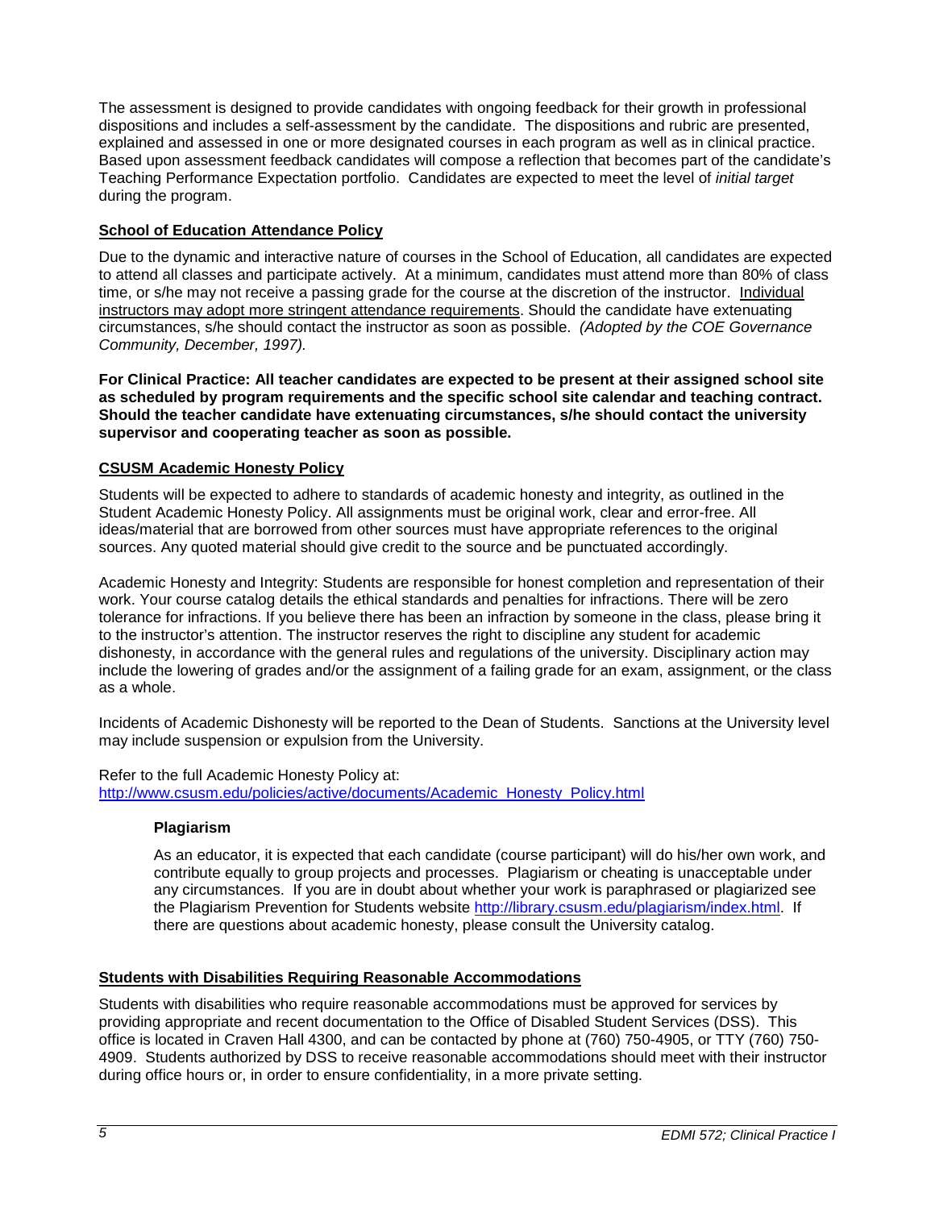The assessment is designed to provide candidates with ongoing feedback for their growth in professional dispositions and includes a self-assessment by the candidate. The dispositions and rubric are presented, explained and assessed in one or more designated courses in each program as well as in clinical practice. Based upon assessment feedback candidates will compose a reflection that becomes part of the candidate's Teaching Performance Expectation portfolio. Candidates are expected to meet the level of *initial target* during the program.

## School of Education Attendance Policy

Due to the dynamic and interactive nature of courses in the School of Education, all candidates are expected to attend all classes and participate actively. At a minimum, candidates must attend more than 80% of class time, or s/he may not receive a passing grade for the course at the discretion of the instructor. Individual instructors may adopt more stringent attendance requirements. Should the candidate have extenuating circumstances, s/he should contact the instructor as soon as possible. *(Adopted by the COE Governance Community, December, 1997).*

**For Clinical Practice: All teacher candidates are expected to be present at their assigned school site as scheduled by program requirements and the specific school site calendar and teaching contract. Should the teacher candidate have extenuating circumstances, s/he should contact the university supervisor and cooperating teacher as soon as possible.**

## CSUSM Academic Honesty Policy

Students will be expected to adhere to standards of academic honesty and integrity, as outlined in the Student Academic Honesty Policy. All assignments must be original work, clear and error-free. All ideas/material that are borrowed from other sources must have appropriate references to the original sources. Any quoted material should give credit to the source and be punctuated accordingly.

Academic Honesty and Integrity: Students are responsible for honest completion and representation of their work. Your course catalog details the ethical standards and penalties for infractions. There will be zero tolerance for infractions. If you believe there has been an infraction by someone in the class, please bring it to the instructor's attention. The instructor reserves the right to discipline any student for academic dishonesty, in accordance with the general rules and regulations of the university. Disciplinary action may include the lowering of grades and/or the assignment of a failing grade for an exam, assignment, or the class as a whole.

Incidents of Academic Dishonesty will be reported to the Dean of Students. Sanctions at the University level may include suspension or expulsion from the University.

Refer to the full Academic Honesty Policy at: http://www.csusm.edu/policies/active/documents/Academic_Honesty_Policy.html

### Plagiarism

As an educator, it is expected that each candidate (course participant) will do his/her own work, and contribute equally to group projects and processes. Plagiarism or cheating is unacceptable under any circumstances. If you are in doubt about whether your work is paraphrased or plagiarized see the Plagiarism Prevention for Students website http://library.csusm.edu/plagiarism/index.html. If there are questions about academic honesty, please consult the University catalog.

## Students with Disabilities Requiring Reasonable Accommodations

Students with disabilities who require reasonable accommodations must be approved for services by providing appropriate and recent documentation to the Office of Disabled Student Services (DSS). This office is located in Craven Hall 4300, and can be contacted by phone at (760) 750-4905, or TTY (760) 750-4909. Students authorized by DSS to receive reasonable accommodations should meet with their instructor during office hours or, in order to ensure confidentiality, in a more private setting.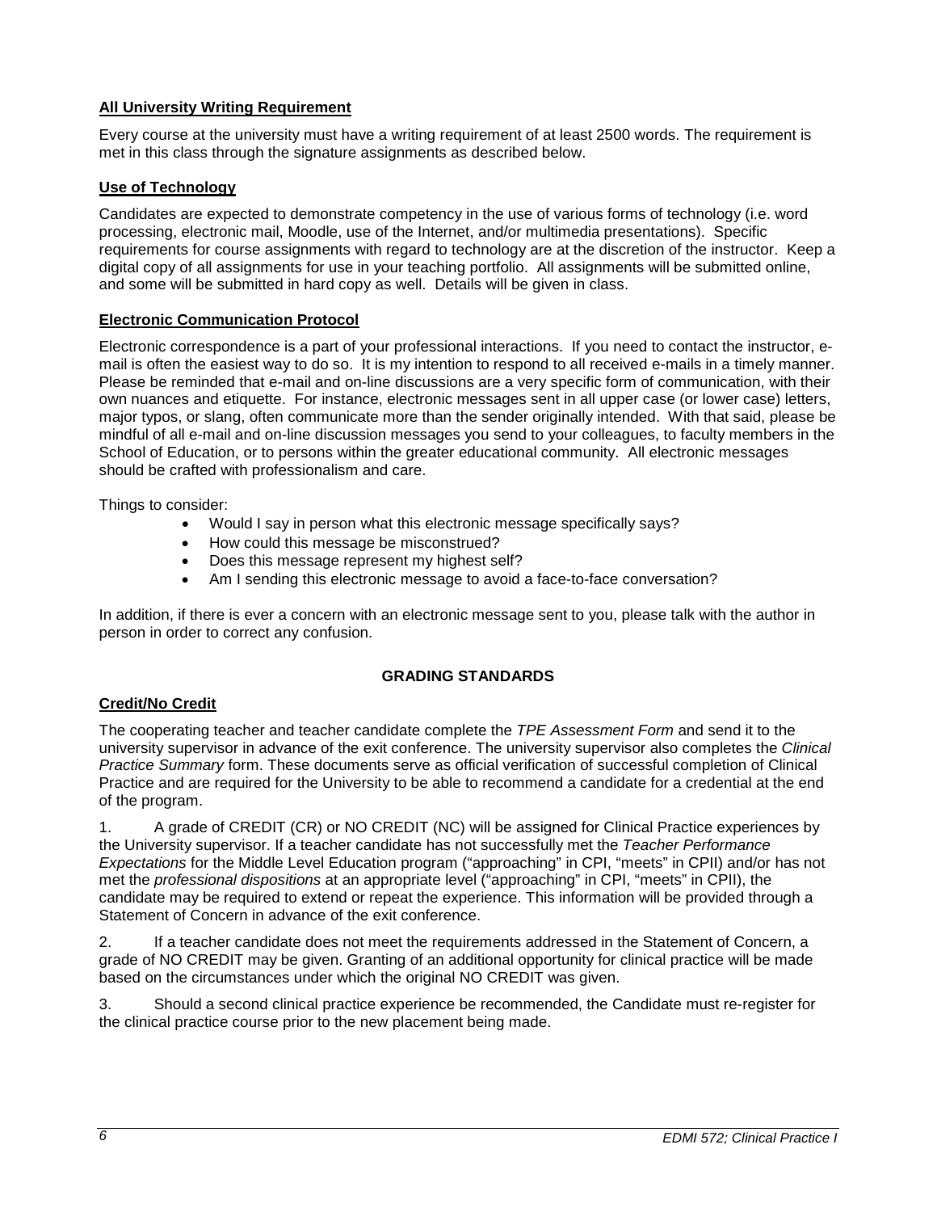**All University Writing Requirement**

Every course at the university must have a writing requirement of at least 2500 words. The requirement is met in this class through the signature assignments as described below.

**Use of Technology**

Candidates are expected to demonstrate competency in the use of various forms of technology (i.e. word processing, electronic mail, Moodle, use of the Internet, and/or multimedia presentations). Specific requirements for course assignments with regard to technology are at the discretion of the instructor. Keep a digital copy of all assignments for use in your teaching portfolio. All assignments will be submitted online, and some will be submitted in hard copy as well. Details will be given in class.

**Electronic Communication Protocol**

Electronic correspondence is a part of your professional interactions. If you need to contact the instructor, e-mail is often the easiest way to do so. It is my intention to respond to all received e-mails in a timely manner. Please be reminded that e-mail and on-line discussions are a very specific form of communication, with their own nuances and etiquette. For instance, electronic messages sent in all upper case (or lower case) letters, major typos, or slang, often communicate more than the sender originally intended. With that said, please be mindful of all e-mail and on-line discussion messages you send to your colleagues, to faculty members in the School of Education, or to persons within the greater educational community. All electronic messages should be crafted with professionalism and care.

Things to consider:

- Would I say in person what this electronic message specifically says?
- How could this message be misconstrued?
- Does this message represent my highest self?
- Am I sending this electronic message to avoid a face-to-face conversation?

In addition, if there is ever a concern with an electronic message sent to you, please talk with the author in person in order to correct any confusion.

## GRADING STANDARDS

**Credit/No Credit**

The cooperating teacher and teacher candidate complete the *TPE Assessment Form* and send it to the university supervisor in advance of the exit conference. The university supervisor also completes the *Clinical Practice Summary* form. These documents serve as official verification of successful completion of Clinical Practice and are required for the University to be able to recommend a candidate for a credential at the end of the program.

1. A grade of CREDIT (CR) or NO CREDIT (NC) will be assigned for Clinical Practice experiences by the University supervisor. If a teacher candidate has not successfully met the *Teacher Performance Expectations* for the Middle Level Education program ("approaching" in CPI, "meets" in CPII) and/or has not met the *professional dispositions* at an appropriate level ("approaching" in CPI, "meets" in CPII), the candidate may be required to extend or repeat the experience. This information will be provided through a Statement of Concern in advance of the exit conference.

2. If a teacher candidate does not meet the requirements addressed in the Statement of Concern, a grade of NO CREDIT may be given. Granting of an additional opportunity for clinical practice will be made based on the circumstances under which the original NO CREDIT was given.

3. Should a second clinical practice experience be recommended, the Candidate must re-register for the clinical practice course prior to the new placement being made.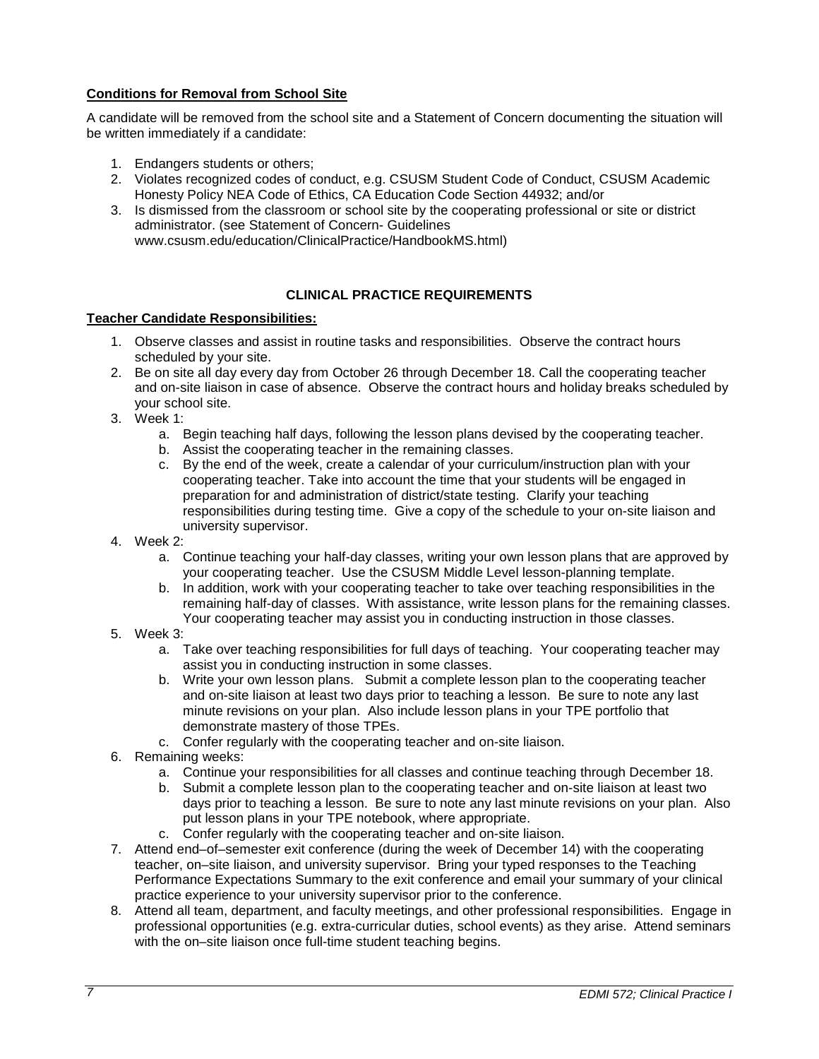**Conditions for Removal from School Site**

A candidate will be removed from the school site and a Statement of Concern documenting the situation will be written immediately if a candidate:

1. Endangers students or others;
2. Violates recognized codes of conduct, e.g. CSUSM Student Code of Conduct, CSUSM Academic Honesty Policy NEA Code of Ethics, CA Education Code Section 44932; and/or
3. Is dismissed from the classroom or school site by the cooperating professional or site or district administrator. (see Statement of Concern- Guidelines www.csusm.edu/education/ClinicalPractice/HandbookMS.html)

## CLINICAL PRACTICE REQUIREMENTS

**Teacher Candidate Responsibilities:**

1. Observe classes and assist in routine tasks and responsibilities. Observe the contract hours scheduled by your site.
2. Be on site all day every day from October 26 through December 18. Call the cooperating teacher and on-site liaison in case of absence. Observe the contract hours and holiday breaks scheduled by your school site.
3. Week 1:
   a. Begin teaching half days, following the lesson plans devised by the cooperating teacher.
   b. Assist the cooperating teacher in the remaining classes.
   c. By the end of the week, create a calendar of your curriculum/instruction plan with your cooperating teacher. Take into account the time that your students will be engaged in preparation for and administration of district/state testing. Clarify your teaching responsibilities during testing time. Give a copy of the schedule to your on-site liaison and university supervisor.
4. Week 2:
   a. Continue teaching your half-day classes, writing your own lesson plans that are approved by your cooperating teacher. Use the CSUSM Middle Level lesson-planning template.
   b. In addition, work with your cooperating teacher to take over teaching responsibilities in the remaining half-day of classes. With assistance, write lesson plans for the remaining classes. Your cooperating teacher may assist you in conducting instruction in those classes.
5. Week 3:
   a. Take over teaching responsibilities for full days of teaching. Your cooperating teacher may assist you in conducting instruction in some classes.
   b. Write your own lesson plans. Submit a complete lesson plan to the cooperating teacher and on-site liaison at least two days prior to teaching a lesson. Be sure to note any last minute revisions on your plan. Also include lesson plans in your TPE portfolio that demonstrate mastery of those TPEs.
   c. Confer regularly with the cooperating teacher and on-site liaison.
6. Remaining weeks:
   a. Continue your responsibilities for all classes and continue teaching through December 18.
   b. Submit a complete lesson plan to the cooperating teacher and on-site liaison at least two days prior to teaching a lesson. Be sure to note any last minute revisions on your plan. Also put lesson plans in your TPE notebook, where appropriate.
   c. Confer regularly with the cooperating teacher and on-site liaison.
7. Attend end–of–semester exit conference (during the week of December 14) with the cooperating teacher, on–site liaison, and university supervisor. Bring your typed responses to the Teaching Performance Expectations Summary to the exit conference and email your summary of your clinical practice experience to your university supervisor prior to the conference.
8. Attend all team, department, and faculty meetings, and other professional responsibilities. Engage in professional opportunities (e.g. extra-curricular duties, school events) as they arise. Attend seminars with the on–site liaison once full-time student teaching begins.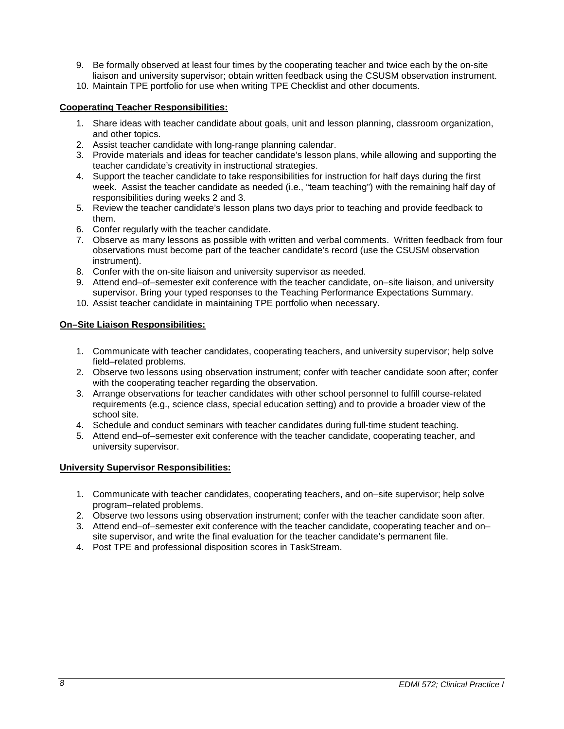9. Be formally observed at least four times by the cooperating teacher and twice each by the on-site liaison and university supervisor; obtain written feedback using the CSUSM observation instrument.
10. Maintain TPE portfolio for use when writing TPE Checklist and other documents.

**Cooperating Teacher Responsibilities:**

1. Share ideas with teacher candidate about goals, unit and lesson planning, classroom organization, and other topics.
2. Assist teacher candidate with long-range planning calendar.
3. Provide materials and ideas for teacher candidate's lesson plans, while allowing and supporting the teacher candidate's creativity in instructional strategies.
4. Support the teacher candidate to take responsibilities for instruction for half days during the first week. Assist the teacher candidate as needed (i.e., "team teaching") with the remaining half day of responsibilities during weeks 2 and 3.
5. Review the teacher candidate's lesson plans two days prior to teaching and provide feedback to them.
6. Confer regularly with the teacher candidate.
7. Observe as many lessons as possible with written and verbal comments. Written feedback from four observations must become part of the teacher candidate's record (use the CSUSM observation instrument).
8. Confer with the on-site liaison and university supervisor as needed.
9. Attend end–of–semester exit conference with the teacher candidate, on–site liaison, and university supervisor. Bring your typed responses to the Teaching Performance Expectations Summary.
10. Assist teacher candidate in maintaining TPE portfolio when necessary.

**On–Site Liaison Responsibilities:**

1. Communicate with teacher candidates, cooperating teachers, and university supervisor; help solve field–related problems.
2. Observe two lessons using observation instrument; confer with teacher candidate soon after; confer with the cooperating teacher regarding the observation.
3. Arrange observations for teacher candidates with other school personnel to fulfill course-related requirements (e.g., science class, special education setting) and to provide a broader view of the school site.
4. Schedule and conduct seminars with teacher candidates during full-time student teaching.
5. Attend end–of–semester exit conference with the teacher candidate, cooperating teacher, and university supervisor.

**University Supervisor Responsibilities:**

1. Communicate with teacher candidates, cooperating teachers, and on–site supervisor; help solve program–related problems.
2. Observe two lessons using observation instrument; confer with the teacher candidate soon after.
3. Attend end–of–semester exit conference with the teacher candidate, cooperating teacher and on–site supervisor, and write the final evaluation for the teacher candidate's permanent file.
4. Post TPE and professional disposition scores in TaskStream.